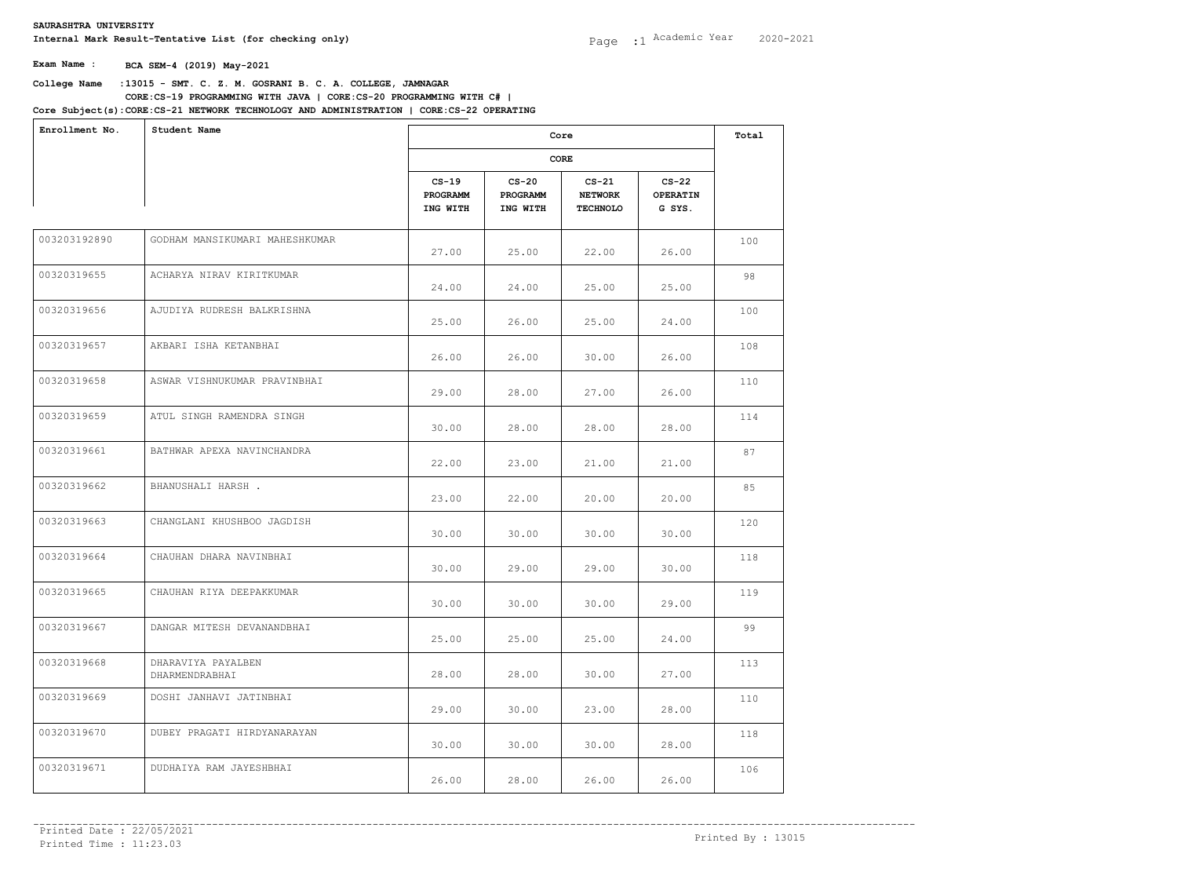**SAURASHTRA UNIVERSITY**

**Internal Mark Result-Tentative List (for checking only)**

Academic Year 2020-2021

**Exam Name :** **BCA SEM-4 (2019) May-2021**

**College Name :13015 - SMT. C. Z. M. GOSRANI B. C. A. COLLEGE, JAMNAGAR**

**Core Subject(s):CORE:CS-19 PROGRAMMING WITH JAVA | CORE:CS-20 PROGRAMMING WITH C# | CORE:CS-21 NETWORK TECHNOLOGY AND ADMINISTRATION | CORE:CS-22 OPERATING**

| Enrollment No. | Student Name | Core | | | | Total |
|---|---|---|---|---|---|---|
| | | CORE | | | | |
| | | CS-19 PROGRAMMING WITH | CS-20 PROGRAMMING WITH | CS-21 NETWORK TECHNOLO | CS-22 OPERATING SYS. | |
| 003203192890 | GODHAM MANSIKUMARI MAHESHKUMAR | 27.00 | 25.00 | 22.00 | 26.00 | 100 |
| 00320319655 | ACHARYA NIRAV KIRITKUMAR | 24.00 | 24.00 | 25.00 | 25.00 | 98 |
| 00320319656 | AJUDIYA RUDRESH BALKRISHNA | 25.00 | 26.00 | 25.00 | 24.00 | 100 |
| 00320319657 | AKBARI ISHA KETANBHAI | 26.00 | 26.00 | 30.00 | 26.00 | 108 |
| 00320319658 | ASWAR VISHNUKUMAR PRAVINBHAI | 29.00 | 28.00 | 27.00 | 26.00 | 110 |
| 00320319659 | ATUL SINGH RAMENDRA SINGH | 30.00 | 28.00 | 28.00 | 28.00 | 114 |
| 00320319661 | BATHWAR APEXA NAVINCHANDRA | 22.00 | 23.00 | 21.00 | 21.00 | 87 |
| 00320319662 | BHANUSHALI HARSH . | 23.00 | 22.00 | 20.00 | 20.00 | 85 |
| 00320319663 | CHANGLANI KHUSHBOO JAGDISH | 30.00 | 30.00 | 30.00 | 30.00 | 120 |
| 00320319664 | CHAUHAN DHARA NAVINBHAI | 30.00 | 29.00 | 29.00 | 30.00 | 118 |
| 00320319665 | CHAUHAN RIYA DEEPAKKUMAR | 30.00 | 30.00 | 30.00 | 29.00 | 119 |
| 00320319667 | DANGAR MITESH DEVANANDBHAI | 25.00 | 25.00 | 25.00 | 24.00 | 99 |
| 00320319668 | DHARAVIYA PAYALBEN DHARMENDRABHAI | 28.00 | 28.00 | 30.00 | 27.00 | 113 |
| 00320319669 | DOSHI JANHAVI JATINBHAI | 29.00 | 30.00 | 23.00 | 28.00 | 110 |
| 00320319670 | DUBEY PRAGATI HIRDYANARAYAN | 30.00 | 30.00 | 30.00 | 28.00 | 118 |
| 00320319671 | DUDHAIYA RAM JAYESHBHAI | 26.00 | 28.00 | 26.00 | 26.00 | 106 |

Printed Date : 22/05/2021
Printed Time : 11:23.03

Printed By : 13015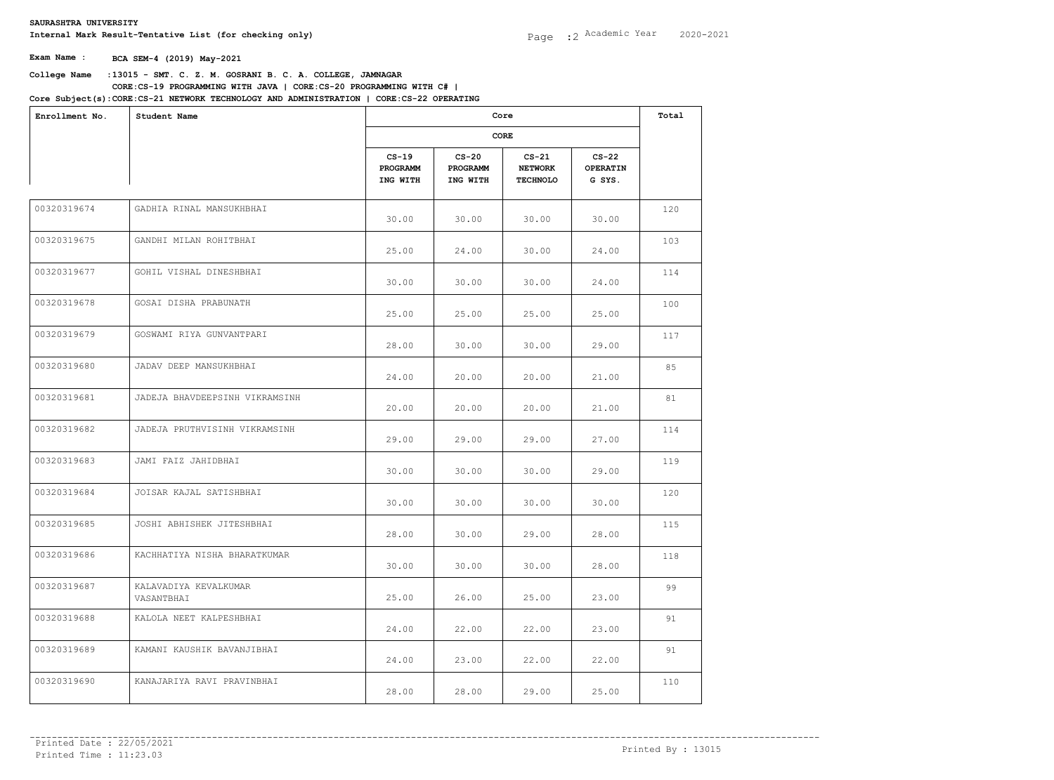**SAURASHTRA UNIVERSITY**

**Internal Mark Result-Tentative List (for checking only)**

Academic Year 2020-2021

**Exam Name : BCA SEM-4 (2019) May-2021**

**College Name :13015 - SMT. C. Z. M. GOSRANI B. C. A. COLLEGE, JAMNAGAR**

**Core Subject(s):CORE:CS-19 PROGRAMMING WITH JAVA | CORE:CS-20 PROGRAMMING WITH C# | CORE:CS-21 NETWORK TECHNOLOGY AND ADMINISTRATION | CORE:CS-22 OPERATING**

| Enrollment No. | Student Name | Core | | | | Total |
|---|---|---|---|---|---|---|
| | | CORE | | | | |
| | | CS-19 PROGRAMMING WITH | CS-20 PROGRAMMING WITH | CS-21 NETWORK TECHNOLO | CS-22 OPERATING SYS. | |
| 00320319674 | GADHIA RINAL MANSUKHBHAI | 30.00 | 30.00 | 30.00 | 30.00 | 120 |
| 00320319675 | GANDHI MILAN ROHITBHAI | 25.00 | 24.00 | 30.00 | 24.00 | 103 |
| 00320319677 | GOHIL VISHAL DINESHBHAI | 30.00 | 30.00 | 30.00 | 24.00 | 114 |
| 00320319678 | GOSAI DISHA PRABUNATH | 25.00 | 25.00 | 25.00 | 25.00 | 100 |
| 00320319679 | GOSWAMI RIYA GUNVANTPARI | 28.00 | 30.00 | 30.00 | 29.00 | 117 |
| 00320319680 | JADAV DEEP MANSUKHBHAI | 24.00 | 20.00 | 20.00 | 21.00 | 85 |
| 00320319681 | JADEJA BHAVDEEPSINH VIKRAMSINH | 20.00 | 20.00 | 20.00 | 21.00 | 81 |
| 00320319682 | JADEJA PRUTHVISINH VIKRAMSINH | 29.00 | 29.00 | 29.00 | 27.00 | 114 |
| 00320319683 | JAMI FAIZ JAHIDBHAI | 30.00 | 30.00 | 30.00 | 29.00 | 119 |
| 00320319684 | JOISAR KAJAL SATISHBHAI | 30.00 | 30.00 | 30.00 | 30.00 | 120 |
| 00320319685 | JOSHI ABHISHEK JITESHBHAI | 28.00 | 30.00 | 29.00 | 28.00 | 115 |
| 00320319686 | KACHHATIYA NISHA BHARATKUMAR | 30.00 | 30.00 | 30.00 | 28.00 | 118 |
| 00320319687 | KALAVADIYA KEVALKUMAR VASANTBHAI | 25.00 | 26.00 | 25.00 | 23.00 | 99 |
| 00320319688 | KALOLA NEET KALPESHBHAI | 24.00 | 22.00 | 22.00 | 23.00 | 91 |
| 00320319689 | KAMANI KAUSHIK BAVANJIBHAI | 24.00 | 23.00 | 22.00 | 22.00 | 91 |
| 00320319690 | KANAJARIYA RAVI PRAVINBHAI | 28.00 | 28.00 | 29.00 | 25.00 | 110 |

Printed Date : 22/05/2021
Printed Time : 11:23.03
Printed By : 13015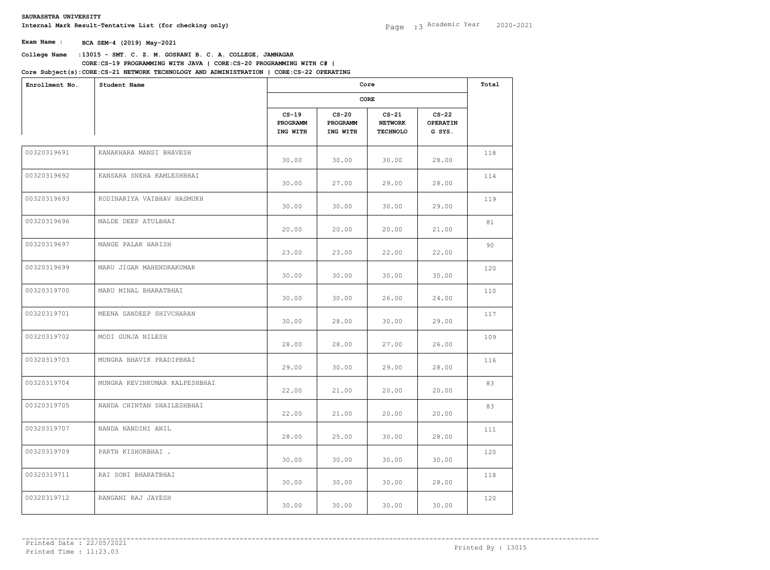**SAURASHTRA UNIVERSITY**

**Internal Mark Result-Tentative List (for checking only)**

Academic Year 2020-2021

**Exam Name :** BCA SEM-4 (2019) May-2021

**College Name :** 13015 - SMT. C. Z. M. GOSRANI B. C. A. COLLEGE, JAMNAGAR

**Core Subject(s):** CORE:CS-19 PROGRAMMING WITH JAVA | CORE:CS-20 PROGRAMMING WITH C# | CORE:CS-21 NETWORK TECHNOLOGY AND ADMINISTRATION | CORE:CS-22 OPERATING

| Enrollment No. | Student Name | Core | | | | Total |
|---|---|---|---|---|---|---|
| | | CORE | | | | |
| | | CS-19 PROGRAMM ING WITH | CS-20 PROGRAMM ING WITH | CS-21 NETWORK TECHNOLO | CS-22 OPERATIN G SYS. | |
| 00320319691 | KANAKHARA MANSI BHAVESH | 30.00 | 30.00 | 30.00 | 28.00 | 118 |
| 00320319692 | KANSARA SNEHA KAMLESHBHAI | 30.00 | 27.00 | 29.00 | 28.00 | 114 |
| 00320319693 | KODINARIYA VAIBHAV HASMUKH | 30.00 | 30.00 | 30.00 | 29.00 | 119 |
| 00320319696 | MALDE DEEP ATULBHAI | 20.00 | 20.00 | 20.00 | 21.00 | 81 |
| 00320319697 | MANGE PALAK HARISH | 23.00 | 23.00 | 22.00 | 22.00 | 90 |
| 00320319699 | MARU JIGAR MAHENDRAKUMAR | 30.00 | 30.00 | 30.00 | 30.00 | 120 |
| 00320319700 | MARU MINAL BHARATBHAI | 30.00 | 30.00 | 26.00 | 24.00 | 110 |
| 00320319701 | MEENA SANDEEP SHIVCHARAN | 30.00 | 28.00 | 30.00 | 29.00 | 117 |
| 00320319702 | MODI GUNJA NILESH | 28.00 | 28.00 | 27.00 | 26.00 | 109 |
| 00320319703 | MUNGRA BHAVIK PRADIPBHAI | 29.00 | 30.00 | 29.00 | 28.00 | 116 |
| 00320319704 | MUNGRA KEVINKUMAR KALPESHBHAI | 22.00 | 21.00 | 20.00 | 20.00 | 83 |
| 00320319705 | NANDA CHINTAN SHAILESHBHAI | 22.00 | 21.00 | 20.00 | 20.00 | 83 |
| 00320319707 | NANDA NANDINI ANIL | 28.00 | 25.00 | 30.00 | 28.00 | 111 |
| 00320319709 | PARTH KISHORBHAI . | 30.00 | 30.00 | 30.00 | 30.00 | 120 |
| 00320319711 | RAI SONI BHARATBHAI | 30.00 | 30.00 | 30.00 | 28.00 | 118 |
| 00320319712 | RANGANI RAJ JAYESH | 30.00 | 30.00 | 30.00 | 30.00 | 120 |

Printed Date : 22/05/2021
Printed Time : 11:23.03

Printed By : 13015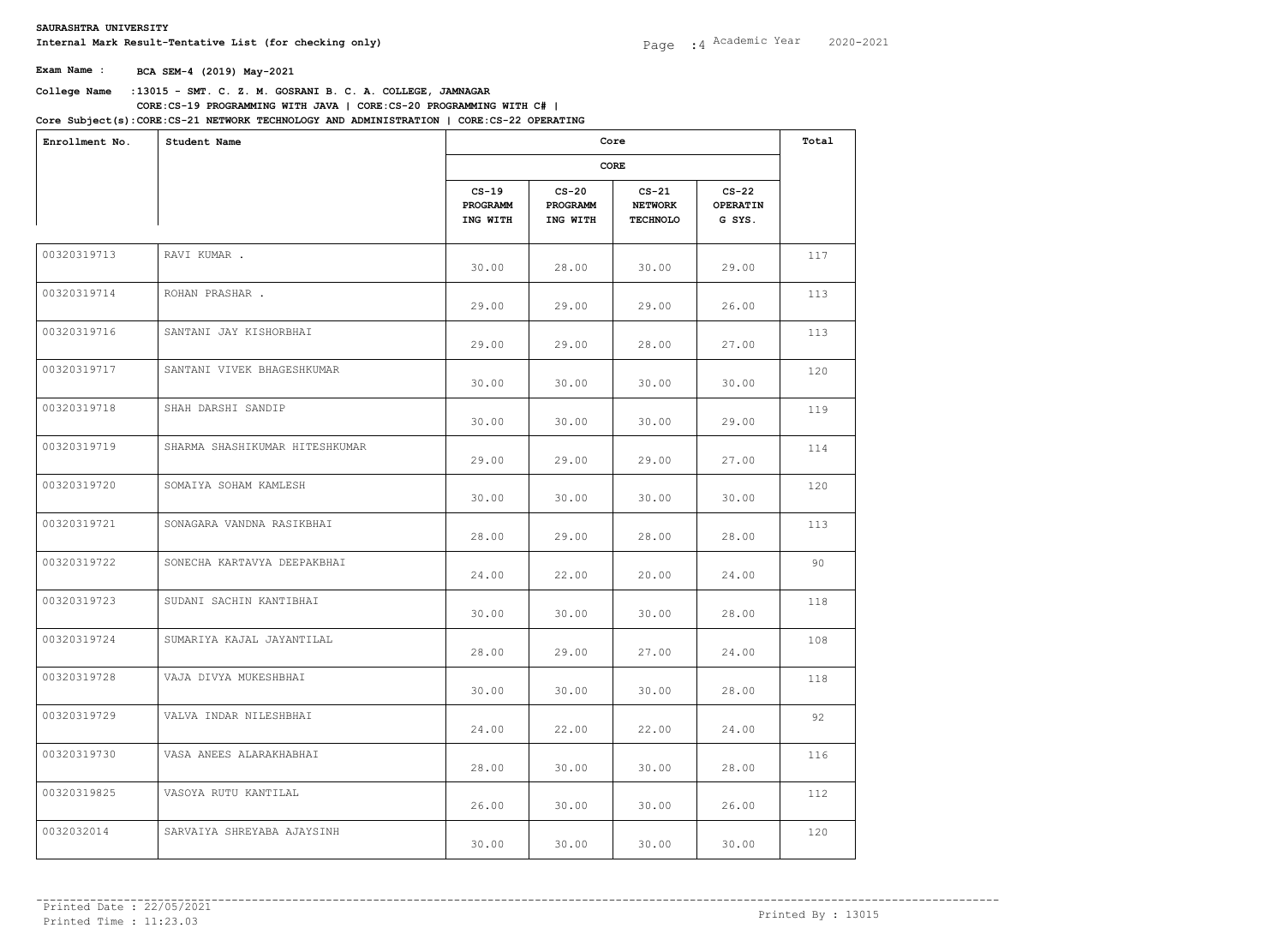**SAURASHTRA UNIVERSITY**

**Internal Mark Result-Tentative List (for checking only)**

Academic Year 2020-2021

**Exam Name :** **BCA SEM-4 (2019) May-2021**

**College Name :13015 - SMT. C. Z. M. GOSRANI B. C. A. COLLEGE, JAMNAGAR**

**Core Subject(s):CORE:CS-19 PROGRAMMING WITH JAVA | CORE:CS-20 PROGRAMMING WITH C# | CORE:CS-21 NETWORK TECHNOLOGY AND ADMINISTRATION | CORE:CS-22 OPERATING**

| Enrollment No. | Student Name | Core | | | | Total |
|---|---|---|---|---|---|---|
| | | CORE | | | | |
| | | CS-19 PROGRAMM ING WITH | CS-20 PROGRAMM ING WITH | CS-21 NETWORK TECHNOLO | CS-22 OPERATIN G SYS. | |
| 00320319713 | RAVI KUMAR . | 30.00 | 28.00 | 30.00 | 29.00 | 117 |
| 00320319714 | ROHAN PRASHAR . | 29.00 | 29.00 | 29.00 | 26.00 | 113 |
| 00320319716 | SANTANI JAY KISHORBHAI | 29.00 | 29.00 | 28.00 | 27.00 | 113 |
| 00320319717 | SANTANI VIVEK BHAGESHKUMAR | 30.00 | 30.00 | 30.00 | 30.00 | 120 |
| 00320319718 | SHAH DARSHI SANDIP | 30.00 | 30.00 | 30.00 | 29.00 | 119 |
| 00320319719 | SHARMA SHASHIKUMAR HITESHKUMAR | 29.00 | 29.00 | 29.00 | 27.00 | 114 |
| 00320319720 | SOMAIYA SOHAM KAMLESH | 30.00 | 30.00 | 30.00 | 30.00 | 120 |
| 00320319721 | SONAGARA VANDNA RASIKBHAI | 28.00 | 29.00 | 28.00 | 28.00 | 113 |
| 00320319722 | SONECHA KARTAVYA DEEPAKBHAI | 24.00 | 22.00 | 20.00 | 24.00 | 90 |
| 00320319723 | SUDANI SACHIN KANTIBHAI | 30.00 | 30.00 | 30.00 | 28.00 | 118 |
| 00320319724 | SUMARIYA KAJAL JAYANTILAL | 28.00 | 29.00 | 27.00 | 24.00 | 108 |
| 00320319728 | VAJA DIVYA MUKESHBHAI | 30.00 | 30.00 | 30.00 | 28.00 | 118 |
| 00320319729 | VALVA INDAR NILESHBHAI | 24.00 | 22.00 | 22.00 | 24.00 | 92 |
| 00320319730 | VASA ANEES ALARAKHABHAI | 28.00 | 30.00 | 30.00 | 28.00 | 116 |
| 00320319825 | VASOYA RUTU KANTILAL | 26.00 | 30.00 | 30.00 | 26.00 | 112 |
| 0032032014 | SARVAIYA SHREYABA AJAYSINH | 30.00 | 30.00 | 30.00 | 30.00 | 120 |

Printed Date : 22/05/2021

Printed Time : 11:23.03

Printed By : 13015